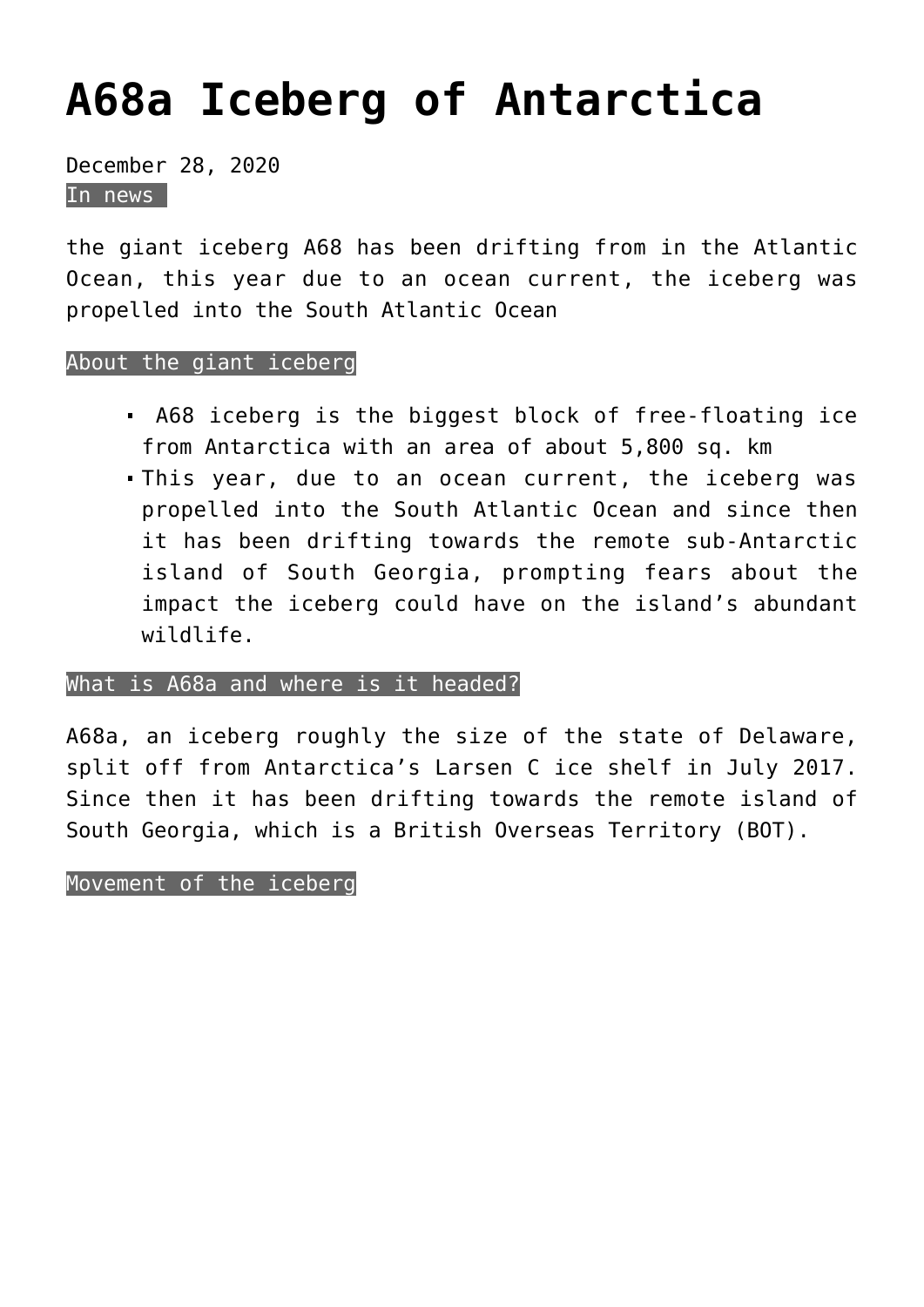# A68a Iceberg of Antarctica

December 28, 2020

In news

the giant iceberg A68 has been drifting from in the Atlantic Ocean, this year due to an ocean current, the iceberg was propelled into the South Atlantic Ocean

About the giant iceberg

- A68 iceberg is the biggest block of free-floating ice from Antarctica with an area of about 5,800 sq. km
- This year, due to an ocean current, the iceberg was propelled into the South Atlantic Ocean and since then it has been drifting towards the remote sub-Antarctic island of South Georgia, prompting fears about the impact the iceberg could have on the island's abundant wildlife.

What is A68a and where is it headed?

A68a, an iceberg roughly the size of the state of Delaware, split off from Antarctica's Larsen C ice shelf in July 2017. Since then it has been drifting towards the remote island of South Georgia, which is a British Overseas Territory (BOT).

Movement of the iceberg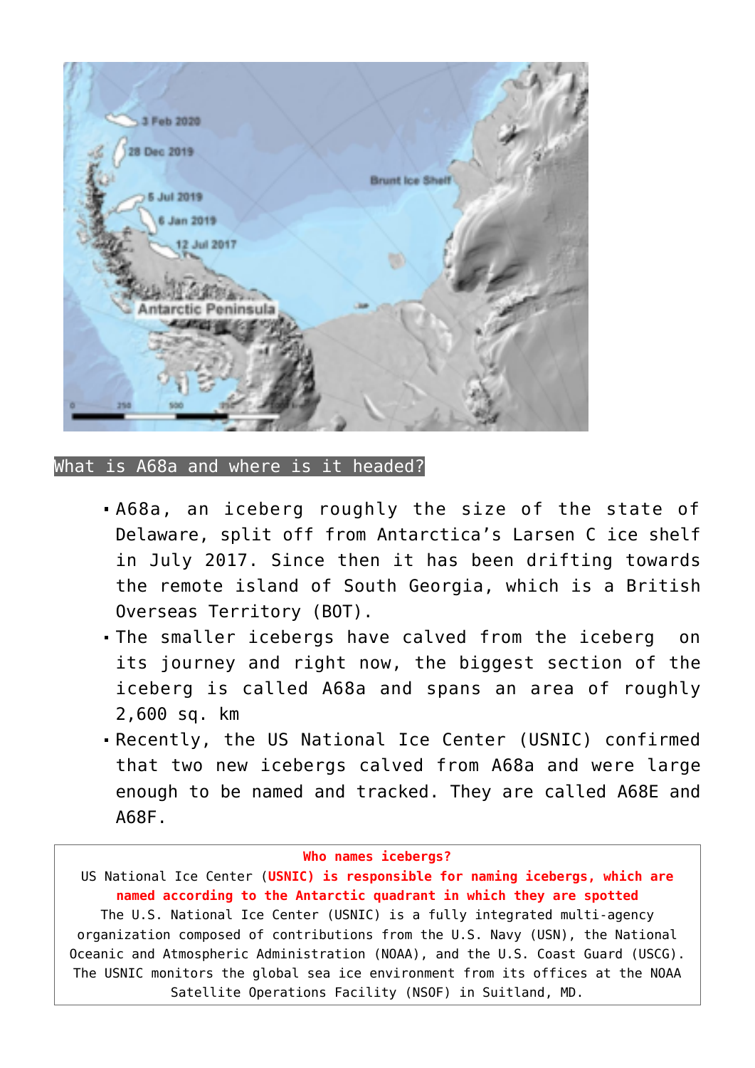## What is A68a and where is it headed?

- A68a, an iceberg roughly the size of the state of Delaware, split off from Antarctica's Larsen C ice shelf in July 2017. Since then it has been drifting towards the remote island of South Georgia, which is a British Overseas Territory (BOT).
- The smaller icebergs have calved from the iceberg on its journey and right now, the biggest section of the iceberg is called A68a and spans an area of roughly 2,600 sq. km
- Recently, the US National Ice Center (USNIC) confirmed that two new icebergs calved from A68a and were large enough to be named and tracked. They are called A68E and A68F.

> **Who names icebergs?**
>
> US National Ice Center (**USNIC) is responsible for naming icebergs, which are named according to the Antarctic quadrant in which they are spotted**
>
> The U.S. National Ice Center (USNIC) is a fully integrated multi-agency organization composed of contributions from the U.S. Navy (USN), the National Oceanic and Atmospheric Administration (NOAA), and the U.S. Coast Guard (USCG). The USNIC monitors the global sea ice environment from its offices at the NOAA Satellite Operations Facility (NSOF) in Suitland, MD.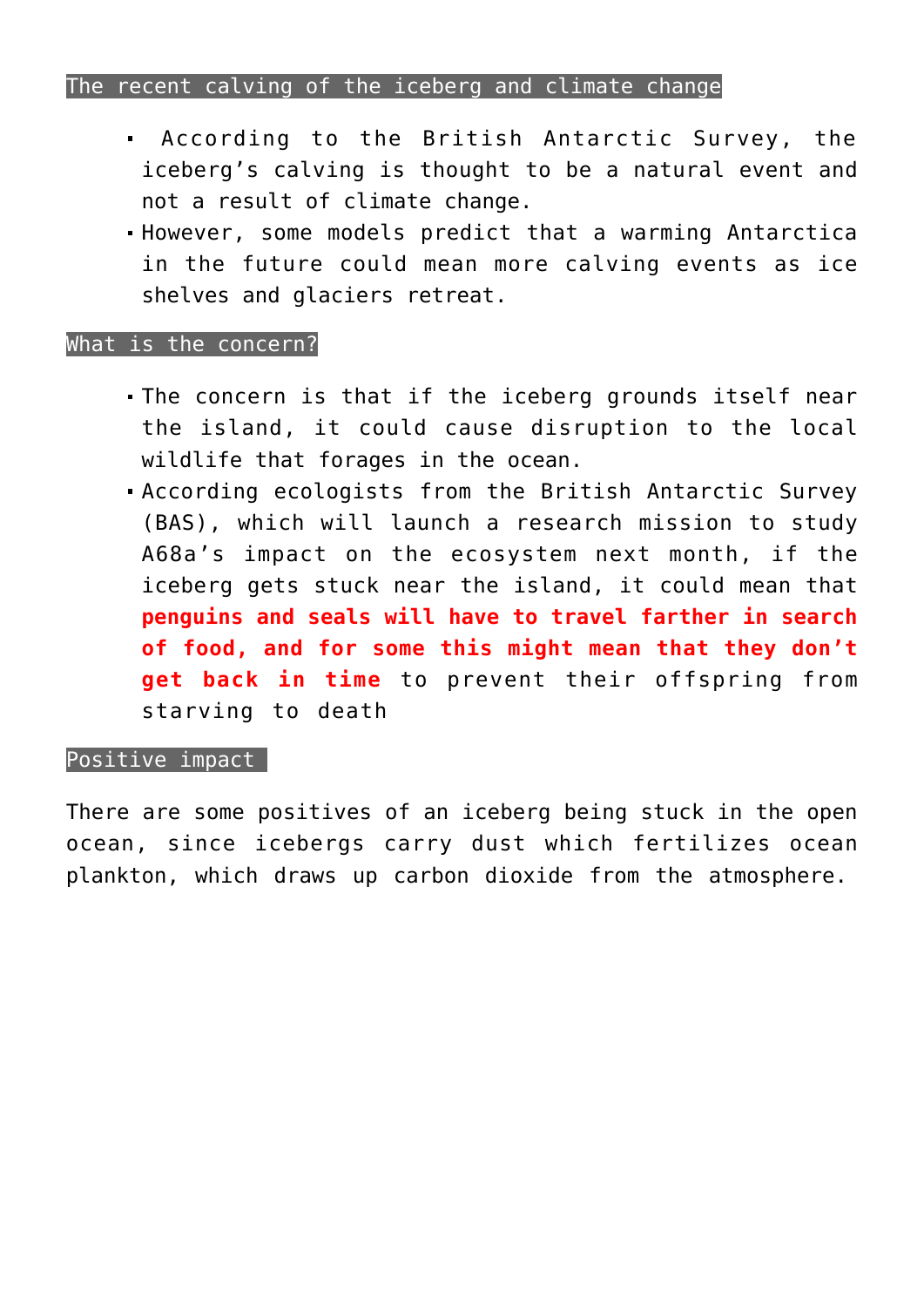## The recent calving of the iceberg and climate change

- According to the British Antarctic Survey, the iceberg's calving is thought to be a natural event and not a result of climate change.
- However, some models predict that a warming Antarctica in the future could mean more calving events as ice shelves and glaciers retreat.

## What is the concern?

- The concern is that if the iceberg grounds itself near the island, it could cause disruption to the local wildlife that forages in the ocean.
- According ecologists from the British Antarctic Survey (BAS), which will launch a research mission to study A68a's impact on the ecosystem next month, if the iceberg gets stuck near the island, it could mean that **penguins and seals will have to travel farther in search of food, and for some this might mean that they don't get back in time** to prevent their offspring from starving to death

## Positive impact

There are some positives of an iceberg being stuck in the open ocean, since icebergs carry dust which fertilizes ocean plankton, which draws up carbon dioxide from the atmosphere.